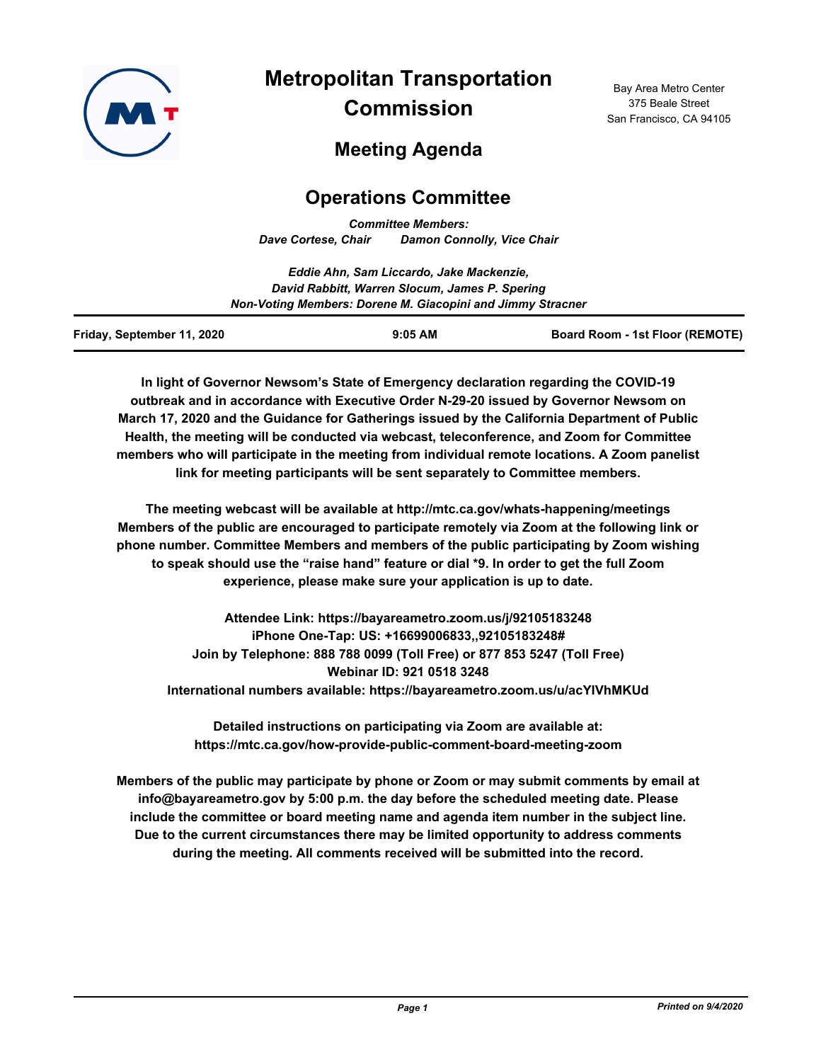# Metropolitan Transportation Commission

Bay Area Metro Center
375 Beale Street
San Francisco, CA 94105

## Meeting Agenda

## Operations Committee

*Committee Members:*
*Dave Cortese, Chair Damon Connolly, Vice Chair*

*Eddie Ahn, Sam Liccardo, Jake Mackenzie,*
*David Rabbitt, Warren Slocum, James P. Spering*
*Non-Voting Members: Dorene M. Giacopini and Jimmy Stracner*

**Friday, September 11, 2020 — 9:05 AM — Board Room - 1st Floor (REMOTE)**

**In light of Governor Newsom's State of Emergency declaration regarding the COVID-19 outbreak and in accordance with Executive Order N-29-20 issued by Governor Newsom on March 17, 2020 and the Guidance for Gatherings issued by the California Department of Public Health, the meeting will be conducted via webcast, teleconference, and Zoom for Committee members who will participate in the meeting from individual remote locations. A Zoom panelist link for meeting participants will be sent separately to Committee members.**

**The meeting webcast will be available at http://mtc.ca.gov/whats-happening/meetings Members of the public are encouraged to participate remotely via Zoom at the following link or phone number. Committee Members and members of the public participating by Zoom wishing to speak should use the "raise hand" feature or dial *9. In order to get the full Zoom experience, please make sure your application is up to date.**

**Attendee Link: https://bayareametro.zoom.us/j/92105183248**
**iPhone One-Tap: US: +16699006833,,92105183248#**
**Join by Telephone: 888 788 0099 (Toll Free) or 877 853 5247 (Toll Free)**
**Webinar ID: 921 0518 3248**
**International numbers available: https://bayareametro.zoom.us/u/acYIVhMKUd**

**Detailed instructions on participating via Zoom are available at:**
**https://mtc.ca.gov/how-provide-public-comment-board-meeting-zoom**

**Members of the public may participate by phone or Zoom or may submit comments by email at info@bayareametro.gov by 5:00 p.m. the day before the scheduled meeting date. Please include the committee or board meeting name and agenda item number in the subject line. Due to the current circumstances there may be limited opportunity to address comments during the meeting. All comments received will be submitted into the record.**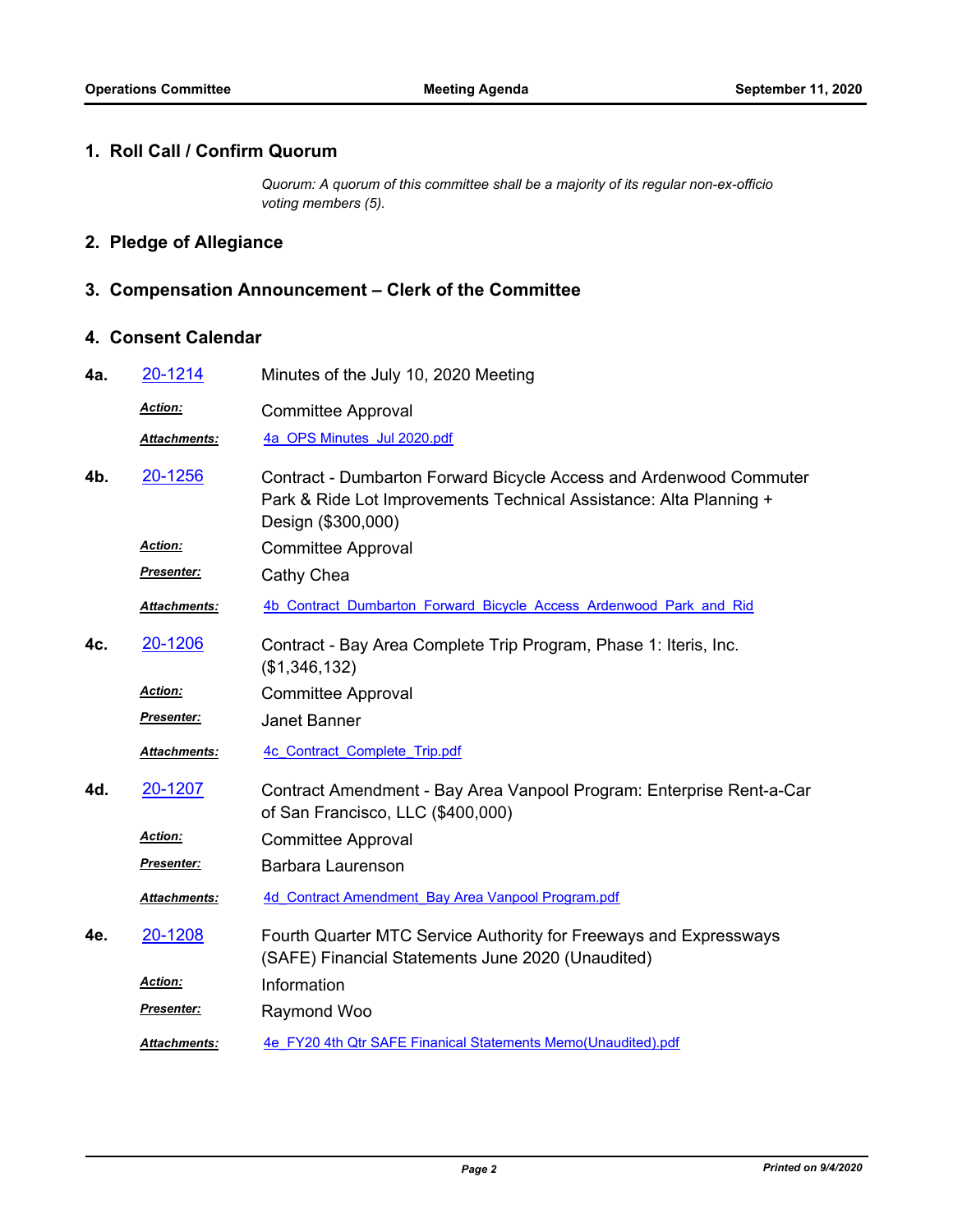## 1. Roll Call / Confirm Quorum

*Quorum: A quorum of this committee shall be a majority of its regular non-ex-officio voting members (5).*

## 2. Pledge of Allegiance

## 3. Compensation Announcement – Clerk of the Committee

## 4. Consent Calendar

**4a.** 20-1214 Minutes of the July 10, 2020 Meeting

***Action:*** Committee Approval

***Attachments:*** 4a_OPS Minutes_Jul 2020.pdf

**4b.** 20-1256 Contract - Dumbarton Forward Bicycle Access and Ardenwood Commuter Park & Ride Lot Improvements Technical Assistance: Alta Planning + Design ($300,000)

***Action:*** Committee Approval

***Presenter:*** Cathy Chea

***Attachments:*** 4b_Contract_Dumbarton_Forward_Bicycle_Access_Ardenwood_Park_and_Rid

**4c.** 20-1206 Contract - Bay Area Complete Trip Program, Phase 1: Iteris, Inc. ($1,346,132)

***Action:*** Committee Approval

***Presenter:*** Janet Banner

***Attachments:*** 4c_Contract_Complete_Trip.pdf

**4d.** 20-1207 Contract Amendment - Bay Area Vanpool Program: Enterprise Rent-a-Car of San Francisco, LLC ($400,000)

***Action:*** Committee Approval

***Presenter:*** Barbara Laurenson

***Attachments:*** 4d_Contract Amendment_Bay Area Vanpool Program.pdf

**4e.** 20-1208 Fourth Quarter MTC Service Authority for Freeways and Expressways (SAFE) Financial Statements June 2020 (Unaudited)

***Action:*** Information

***Presenter:*** Raymond Woo

***Attachments:*** 4e_FY20 4th Qtr SAFE Finanical Statements Memo(Unaudited).pdf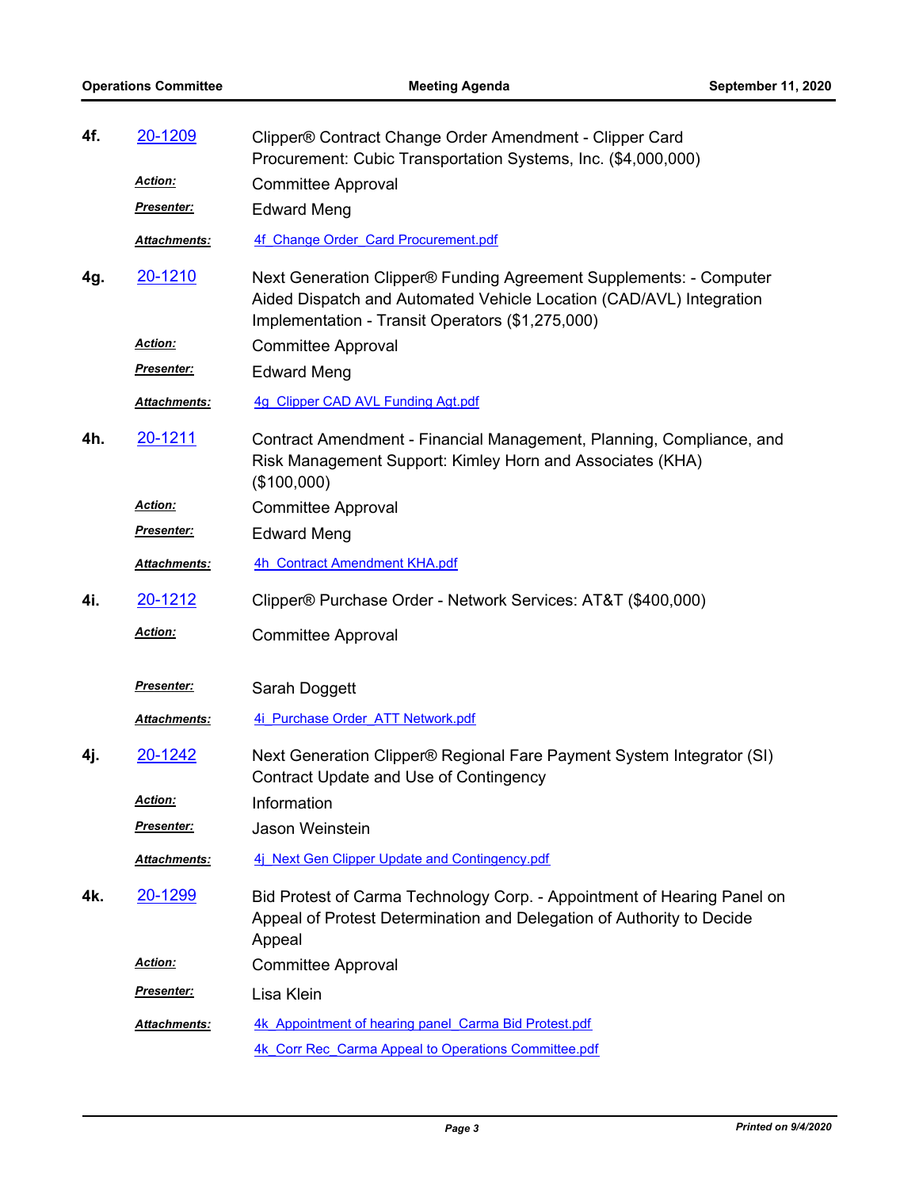**4f.** 20-1209 — Clipper® Contract Change Order Amendment - Clipper Card Procurement: Cubic Transportation Systems, Inc. ($4,000,000)

*Action:* Committee Approval

*Presenter:* Edward Meng

*Attachments:* 4f_Change Order_Card Procurement.pdf

**4g.** 20-1210 — Next Generation Clipper® Funding Agreement Supplements: - Computer Aided Dispatch and Automated Vehicle Location (CAD/AVL) Integration Implementation - Transit Operators ($1,275,000)

*Action:* Committee Approval

*Presenter:* Edward Meng

*Attachments:* 4g_Clipper CAD AVL Funding Agt.pdf

**4h.** 20-1211 — Contract Amendment - Financial Management, Planning, Compliance, and Risk Management Support: Kimley Horn and Associates (KHA) ($100,000)

*Action:* Committee Approval

*Presenter:* Edward Meng

*Attachments:* 4h_Contract Amendment KHA.pdf

**4i.** 20-1212 — Clipper® Purchase Order - Network Services: AT&T ($400,000)

*Action:* Committee Approval

*Presenter:* Sarah Doggett

*Attachments:* 4i_Purchase Order_ATT Network.pdf

**4j.** 20-1242 — Next Generation Clipper® Regional Fare Payment System Integrator (SI) Contract Update and Use of Contingency

*Action:* Information

*Presenter:* Jason Weinstein

*Attachments:* 4j_Next Gen Clipper Update and Contingency.pdf

**4k.** 20-1299 — Bid Protest of Carma Technology Corp. - Appointment of Hearing Panel on Appeal of Protest Determination and Delegation of Authority to Decide Appeal

*Action:* Committee Approval

*Presenter:* Lisa Klein

*Attachments:* 4k_Appointment of hearing panel_Carma Bid Protest.pdf

4k_Corr Rec_Carma Appeal to Operations Committee.pdf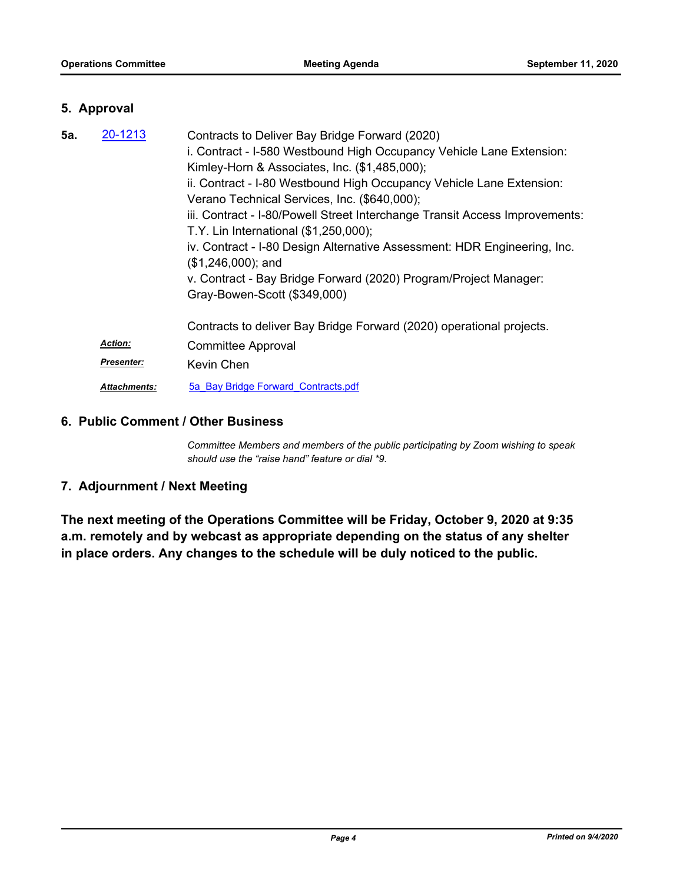## 5. Approval

**5a.** [20-1213](20-1213)

Contracts to Deliver Bay Bridge Forward (2020)
i. Contract - I-580 Westbound High Occupancy Vehicle Lane Extension: Kimley-Horn & Associates, Inc. ($1,485,000);
ii. Contract - I-80 Westbound High Occupancy Vehicle Lane Extension: Verano Technical Services, Inc. ($640,000);
iii. Contract - I-80/Powell Street Interchange Transit Access Improvements: T.Y. Lin International ($1,250,000);
iv. Contract - I-80 Design Alternative Assessment: HDR Engineering, Inc. ($1,246,000); and
v. Contract - Bay Bridge Forward (2020) Program/Project Manager: Gray-Bowen-Scott ($349,000)

Contracts to deliver Bay Bridge Forward (2020) operational projects.

***Action:*** Committee Approval

***Presenter:*** Kevin Chen

***Attachments:*** 5a_Bay Bridge Forward_Contracts.pdf

## 6. Public Comment / Other Business

*Committee Members and members of the public participating by Zoom wishing to speak should use the “raise hand” feature or dial *9.*

## 7. Adjournment / Next Meeting

**The next meeting of the Operations Committee will be Friday, October 9, 2020 at 9:35 a.m. remotely and by webcast as appropriate depending on the status of any shelter in place orders. Any changes to the schedule will be duly noticed to the public.**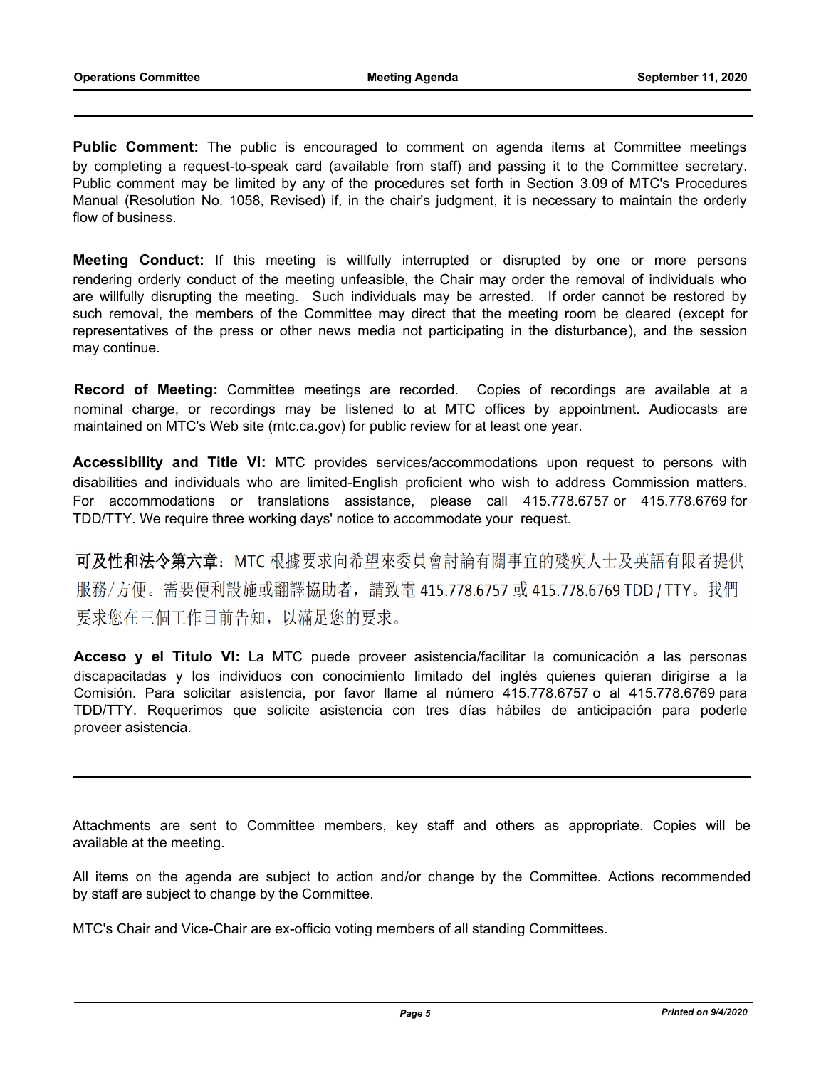**Public Comment:** The public is encouraged to comment on agenda items at Committee meetings by completing a request-to-speak card (available from staff) and passing it to the Committee secretary. Public comment may be limited by any of the procedures set forth in Section 3.09 of MTC's Procedures Manual (Resolution No. 1058, Revised) if, in the chair's judgment, it is necessary to maintain the orderly flow of business.

**Meeting Conduct:** If this meeting is willfully interrupted or disrupted by one or more persons rendering orderly conduct of the meeting unfeasible, the Chair may order the removal of individuals who are willfully disrupting the meeting. Such individuals may be arrested. If order cannot be restored by such removal, the members of the Committee may direct that the meeting room be cleared (except for representatives of the press or other news media not participating in the disturbance), and the session may continue.

**Record of Meeting:** Committee meetings are recorded. Copies of recordings are available at a nominal charge, or recordings may be listened to at MTC offices by appointment. Audiocasts are maintained on MTC's Web site (mtc.ca.gov) for public review for at least one year.

**Accessibility and Title VI:** MTC provides services/accommodations upon request to persons with disabilities and individuals who are limited-English proficient who wish to address Commission matters. For accommodations or translations assistance, please call 415.778.6757 or 415.778.6769 for TDD/TTY. We require three working days' notice to accommodate your request.

**可及性和法令第六章**：MTC 根據要求向希望來委員會討論有關事宜的殘疾人士及英語有限者提供服務/方便。需要便利設施或翻譯協助者，請致電 415.778.6757 或 415.778.6769 TDD / TTY。我們要求您在三個工作日前告知，以滿足您的要求。

**Acceso y el Titulo VI:** La MTC puede proveer asistencia/facilitar la comunicación a las personas discapacitadas y los individuos con conocimiento limitado del inglés quienes quieran dirigirse a la Comisión. Para solicitar asistencia, por favor llame al número 415.778.6757 o al 415.778.6769 para TDD/TTY. Requerimos que solicite asistencia con tres días hábiles de anticipación para poderle proveer asistencia.

---

Attachments are sent to Committee members, key staff and others as appropriate. Copies will be available at the meeting.

All items on the agenda are subject to action and/or change by the Committee. Actions recommended by staff are subject to change by the Committee.

MTC's Chair and Vice-Chair are ex-officio voting members of all standing Committees.